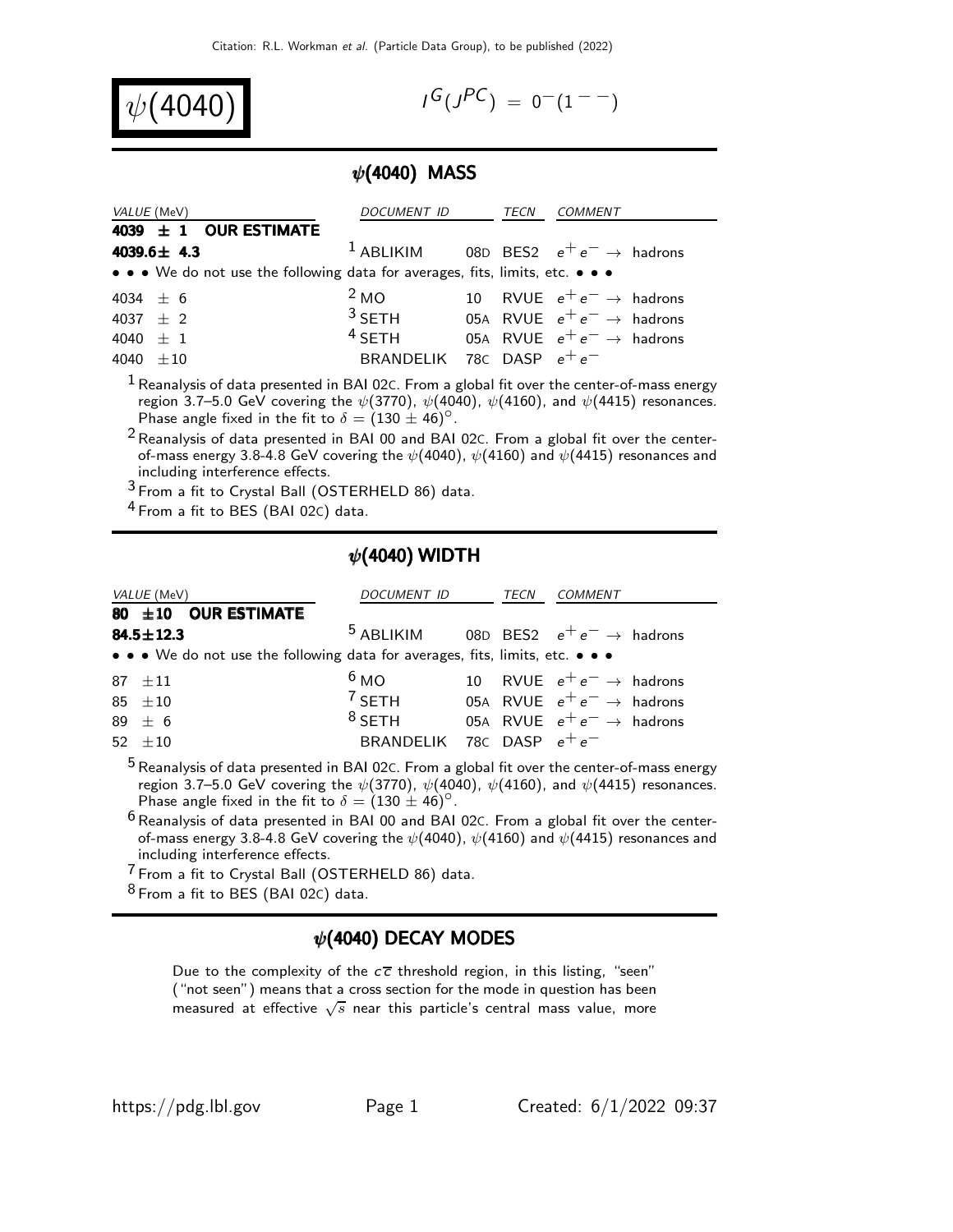# $\psi(4040)$

$I^G(J^{PC}) = 0^-(1^{--})$

## $\psi$(4040) MASS

| VALUE (MeV) | DOCUMENT ID | | TECN | COMMENT |
|---|---|---|---|---|
| **4039 ± 1 OUR ESTIMATE** | | | | |
| **4039.6± 4.3** | [1] ABLIKIM | 08D | BES2 | $e^+e^- \to$ hadrons |
| • • • We do not use the following data for averages, fits, limits, etc. • • • | | | | |
| 4034 ± 6 | [2] MO | 10 | RVUE | $e^+e^- \to$ hadrons |
| 4037 ± 2 | [3] SETH | 05A | RVUE | $e^+e^- \to$ hadrons |
| 4040 ± 1 | [4] SETH | 05A | RVUE | $e^+e^- \to$ hadrons |
| 4040 ±10 | BRANDELIK | 78C | DASP | $e^+e^-$ |

[1] Reanalysis of data presented in BAI 02C. From a global fit over the center-of-mass energy region 3.7–5.0 GeV covering the $\psi(3770)$, $\psi(4040)$, $\psi(4160)$, and $\psi(4415)$ resonances. Phase angle fixed in the fit to $\delta = (130 \pm 46)^\circ$.

[2] Reanalysis of data presented in BAI 00 and BAI 02C. From a global fit over the center-of-mass energy 3.8-4.8 GeV covering the $\psi(4040)$, $\psi(4160)$ and $\psi(4415)$ resonances and including interference effects.

[3] From a fit to Crystal Ball (OSTERHELD 86) data.

[4] From a fit to BES (BAI 02C) data.

## $\psi$(4040) WIDTH

| VALUE (MeV) | DOCUMENT ID | | TECN | COMMENT |
|---|---|---|---|---|
| **80 ±10 OUR ESTIMATE** | | | | |
| **84.5±12.3** | [5] ABLIKIM | 08D | BES2 | $e^+e^- \to$ hadrons |
| • • • We do not use the following data for averages, fits, limits, etc. • • • | | | | |
| 87 ±11 | [6] MO | 10 | RVUE | $e^+e^- \to$ hadrons |
| 85 ±10 | [7] SETH | 05A | RVUE | $e^+e^- \to$ hadrons |
| 89 ± 6 | [8] SETH | 05A | RVUE | $e^+e^- \to$ hadrons |
| 52 ±10 | BRANDELIK | 78C | DASP | $e^+e^-$ |

[5] Reanalysis of data presented in BAI 02C. From a global fit over the center-of-mass energy region 3.7–5.0 GeV covering the $\psi(3770)$, $\psi(4040)$, $\psi(4160)$, and $\psi(4415)$ resonances. Phase angle fixed in the fit to $\delta = (130 \pm 46)^\circ$.

[6] Reanalysis of data presented in BAI 00 and BAI 02C. From a global fit over the center-of-mass energy 3.8-4.8 GeV covering the $\psi(4040)$, $\psi(4160)$ and $\psi(4415)$ resonances and including interference effects.

[7] From a fit to Crystal Ball (OSTERHELD 86) data.

[8] From a fit to BES (BAI 02C) data.

## $\psi$(4040) DECAY MODES

Due to the complexity of the $c\overline{c}$ threshold region, in this listing, "seen" ("not seen") means that a cross section for the mode in question has been measured at effective $\sqrt{s}$ near this particle's central mass value, more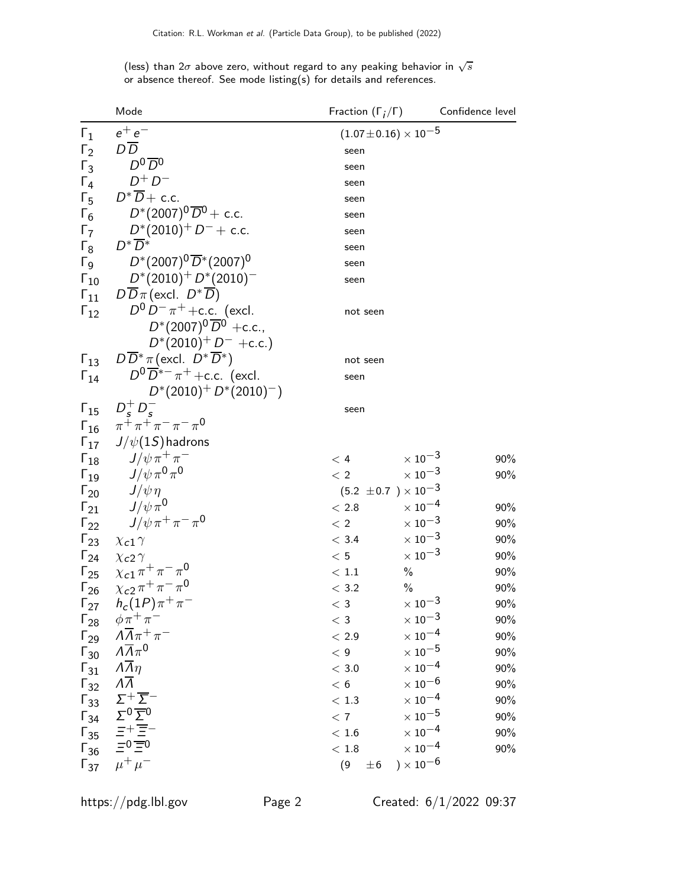(less) than $2\sigma$ above zero, without regard to any peaking behavior in $\sqrt{s}$ or absence thereof. See mode listing(s) for details and references.

| | Mode | Fraction ($\Gamma_i/\Gamma$) | Confidence level |
|---|---|---|---|
| $\Gamma_1$ | $e^+e^-$ | $(1.07\pm0.16)\times10^{-5}$ | |
| $\Gamma_2$ | $D\overline{D}$ | seen | |
| $\Gamma_3$ | $D^0\overline{D}^0$ | seen | |
| $\Gamma_4$ | $D^+D^-$ | seen | |
| $\Gamma_5$ | $D^*\overline{D}+$ c.c. | seen | |
| $\Gamma_6$ | $D^*(2007)^0\overline{D}^0+$ c.c. | seen | |
| $\Gamma_7$ | $D^*(2010)^+D^-+$ c.c. | seen | |
| $\Gamma_8$ | $D^*\overline{D}^*$ | seen | |
| $\Gamma_9$ | $D^*(2007)^0\overline{D}^*(2007)^0$ | seen | |
| $\Gamma_{10}$ | $D^*(2010)^+D^*(2010)^-$ | seen | |
| $\Gamma_{11}$ | $D\overline{D}\pi$ (excl. $D^*\overline{D}$) | | |
| $\Gamma_{12}$ | $D^0D^-\pi^+$+c.c. (excl. $D^*(2007)^0\overline{D}^0$ +c.c., $D^*(2010)^+D^-$ +c.c.) | not seen | |
| $\Gamma_{13}$ | $D\overline{D}^*\pi$ (excl. $D^*\overline{D}^*$) | not seen | |
| $\Gamma_{14}$ | $D^0\overline{D}^{*-}\pi^+$+c.c. (excl. $D^*(2010)^+D^*(2010)^-$) | seen | |
| $\Gamma_{15}$ | $D_s^+D_s^-$ | seen | |
| $\Gamma_{16}$ | $\pi^+\pi^+\pi^-\pi^-\pi^0$ | | |
| $\Gamma_{17}$ | $J/\psi(1S)$ hadrons | | |
| $\Gamma_{18}$ | $J/\psi\pi^+\pi^-$ | $<4\times10^{-3}$ | 90% |
| $\Gamma_{19}$ | $J/\psi\pi^0\pi^0$ | $<2\times10^{-3}$ | 90% |
| $\Gamma_{20}$ | $J/\psi\eta$ | $(5.2\pm0.7)\times10^{-3}$ | |
| $\Gamma_{21}$ | $J/\psi\pi^0$ | $<2.8\times10^{-4}$ | 90% |
| $\Gamma_{22}$ | $J/\psi\pi^+\pi^-\pi^0$ | $<2\times10^{-3}$ | 90% |
| $\Gamma_{23}$ | $\chi_{c1}\gamma$ | $<3.4\times10^{-3}$ | 90% |
| $\Gamma_{24}$ | $\chi_{c2}\gamma$ | $<5\times10^{-3}$ | 90% |
| $\Gamma_{25}$ | $\chi_{c1}\pi^+\pi^-\pi^0$ | $<1.1$ % | 90% |
| $\Gamma_{26}$ | $\chi_{c2}\pi^+\pi^-\pi^0$ | $<3.2$ % | 90% |
| $\Gamma_{27}$ | $h_c(1P)\pi^+\pi^-$ | $<3\times10^{-3}$ | 90% |
| $\Gamma_{28}$ | $\phi\pi^+\pi^-$ | $<3\times10^{-3}$ | 90% |
| $\Gamma_{29}$ | $\Lambda\overline{\Lambda}\pi^+\pi^-$ | $<2.9\times10^{-4}$ | 90% |
| $\Gamma_{30}$ | $\Lambda\overline{\Lambda}\pi^0$ | $<9\times10^{-5}$ | 90% |
| $\Gamma_{31}$ | $\Lambda\overline{\Lambda}\eta$ | $<3.0\times10^{-4}$ | 90% |
| $\Gamma_{32}$ | $\Lambda\overline{\Lambda}$ | $<6\times10^{-6}$ | 90% |
| $\Gamma_{33}$ | $\Sigma^+\overline{\Sigma}^-$ | $<1.3\times10^{-4}$ | 90% |
| $\Gamma_{34}$ | $\Sigma^0\overline{\Sigma}^0$ | $<7\times10^{-5}$ | 90% |
| $\Gamma_{35}$ | $\Xi^+\overline{\Xi}^-$ | $<1.6\times10^{-4}$ | 90% |
| $\Gamma_{36}$ | $\Xi^0\overline{\Xi}^0$ | $<1.8\times10^{-4}$ | 90% |
| $\Gamma_{37}$ | $\mu^+\mu^-$ | $(9\pm6)\times10^{-6}$ | |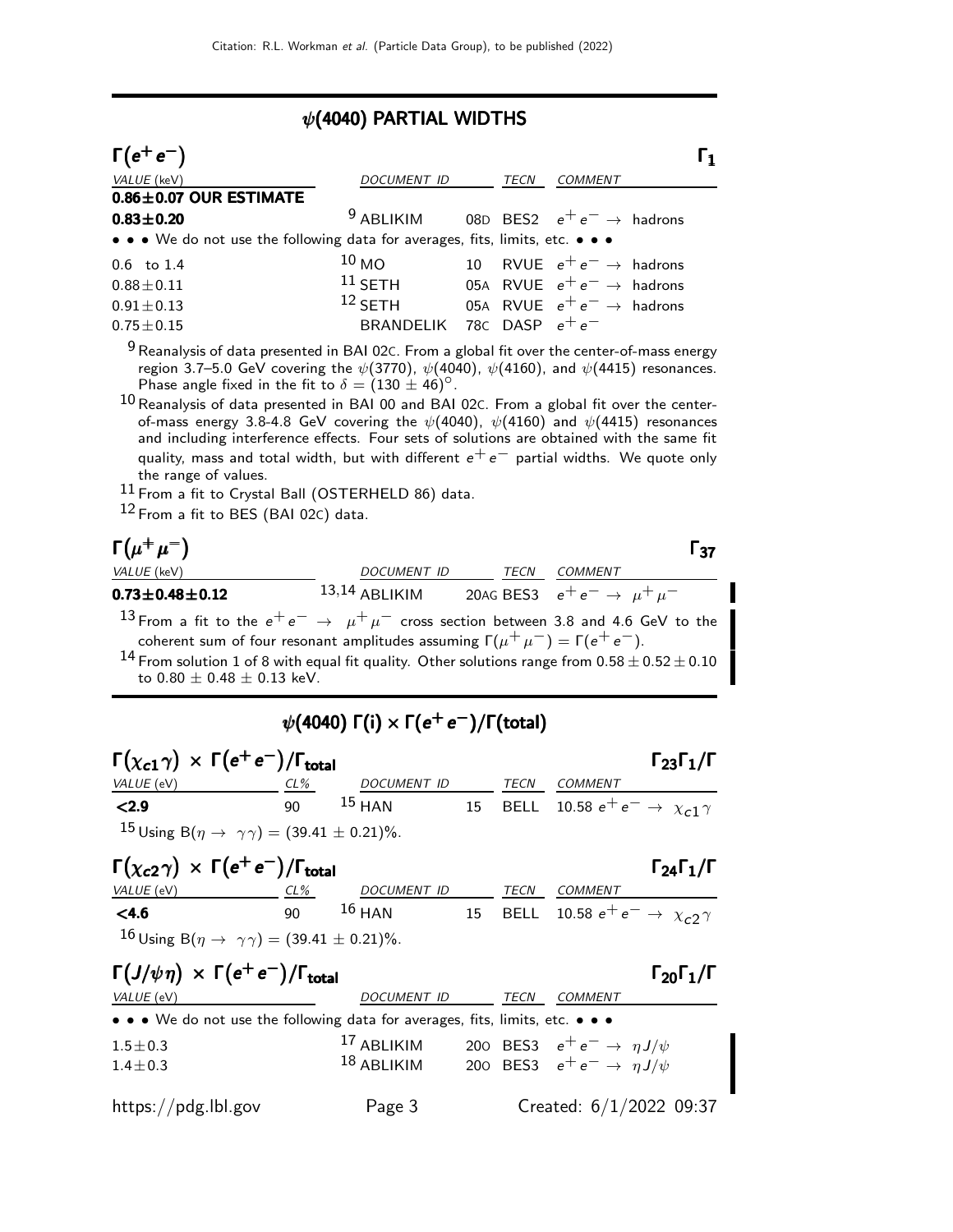## $\psi(4040)$ PARTIAL WIDTHS

### $\Gamma(e^+e^-)$ — $\Gamma_1$

| VALUE (keV) | DOCUMENT ID | | TECN | COMMENT |
|---|---|---|---|---|
| **0.86±0.07 OUR ESTIMATE** | | | | |
| **0.83±0.20** | [9] ABLIKIM | 08D | BES2 | $e^+e^- \rightarrow$ hadrons |
| • • • We do not use the following data for averages, fits, limits, etc. • • • | | | | |
| 0.6 to 1.4 | [10] MO | 10 | RVUE | $e^+e^- \rightarrow$ hadrons |
| $0.88\pm0.11$ | [11] SETH | 05A | RVUE | $e^+e^- \rightarrow$ hadrons |
| $0.91\pm0.13$ | [12] SETH | 05A | RVUE | $e^+e^- \rightarrow$ hadrons |
| $0.75\pm0.15$ | BRANDELIK | 78C | DASP | $e^+e^-$ |

[9] Reanalysis of data presented in BAI 02C. From a global fit over the center-of-mass energy region 3.7–5.0 GeV covering the $\psi(3770)$, $\psi(4040)$, $\psi(4160)$, and $\psi(4415)$ resonances. Phase angle fixed in the fit to $\delta = (130 \pm 46)^\circ$.

[10] Reanalysis of data presented in BAI 00 and BAI 02C. From a global fit over the center-of-mass energy 3.8-4.8 GeV covering the $\psi(4040)$, $\psi(4160)$ and $\psi(4415)$ resonances and including interference effects. Four sets of solutions are obtained with the same fit quality, mass and total width, but with different $e^+e^-$ partial widths. We quote only the range of values.

[11] From a fit to Crystal Ball (OSTERHELD 86) data.

[12] From a fit to BES (BAI 02C) data.

### $\Gamma(\mu^+\mu^-)$ — $\Gamma_{37}$

| VALUE (keV) | DOCUMENT ID | | TECN | COMMENT |
|---|---|---|---|---|
| **0.73±0.48±0.12** | [13,14] ABLIKIM | 20AG | BES3 | $e^+e^- \rightarrow \mu^+\mu^-$ |

[13] From a fit to the $e^+e^- \rightarrow \mu^+\mu^-$ cross section between 3.8 and 4.6 GeV to the coherent sum of four resonant amplitudes assuming $\Gamma(\mu^+\mu^-) = \Gamma(e^+e^-)$.

[14] From solution 1 of 8 with equal fit quality. Other solutions range from $0.58 \pm 0.52 \pm 0.10$ to $0.80 \pm 0.48 \pm 0.13$ keV.

## $\psi(4040)$ $\Gamma(i) \times \Gamma(e^+e^-)/\Gamma(\text{total})$

### $\Gamma(\chi_{c1}\gamma) \times \Gamma(e^+e^-)/\Gamma_{\text{total}}$ — $\Gamma_{23}\Gamma_1/\Gamma$

| VALUE (eV) | CL% | DOCUMENT ID | | TECN | COMMENT |
|---|---|---|---|---|---|
| **<2.9** | 90 | [15] HAN | 15 | BELL | 10.58 $e^+e^- \rightarrow \chi_{c1}\gamma$ |

[15] Using $B(\eta \rightarrow \gamma\gamma) = (39.41 \pm 0.21)\%$.

### $\Gamma(\chi_{c2}\gamma) \times \Gamma(e^+e^-)/\Gamma_{\text{total}}$ — $\Gamma_{24}\Gamma_1/\Gamma$

| VALUE (eV) | CL% | DOCUMENT ID | | TECN | COMMENT |
|---|---|---|---|---|---|
| **<4.6** | 90 | [16] HAN | 15 | BELL | 10.58 $e^+e^- \rightarrow \chi_{c2}\gamma$ |

[16] Using $B(\eta \rightarrow \gamma\gamma) = (39.41 \pm 0.21)\%$.

### $\Gamma(J/\psi\eta) \times \Gamma(e^+e^-)/\Gamma_{\text{total}}$ — $\Gamma_{20}\Gamma_1/\Gamma$

| VALUE (eV) | DOCUMENT ID | | TECN | COMMENT |
|---|---|---|---|---|
| • • • We do not use the following data for averages, fits, limits, etc. • • • | | | | |
| $1.5\pm0.3$ | [17] ABLIKIM | 20O | BES3 | $e^+e^- \rightarrow \eta J/\psi$ |
| $1.4\pm0.3$ | [18] ABLIKIM | 20O | BES3 | $e^+e^- \rightarrow \eta J/\psi$ |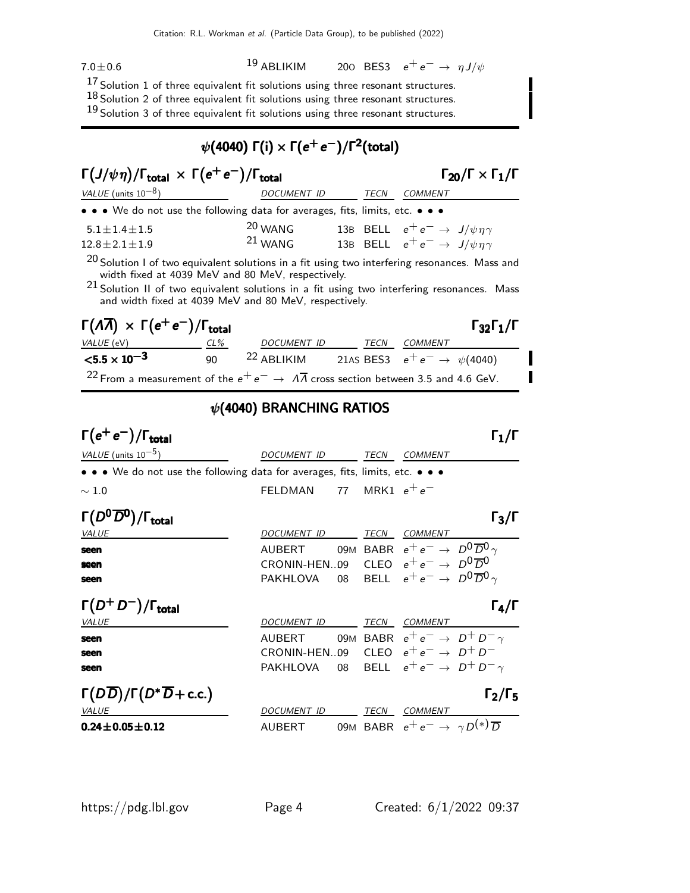| | | | |
|---|---|---|---|
| $7.0 \pm 0.6$ | [19] ABLIKIM | 20O BES3 | $e^+e^- \rightarrow \eta J/\psi$ |

[17] Solution 1 of three equivalent fit solutions using three resonant structures.
[18] Solution 2 of three equivalent fit solutions using three resonant structures.
[19] Solution 3 of three equivalent fit solutions using three resonant structures.

## $\psi(4040)$ $\Gamma(i) \times \Gamma(e^+e^-)/\Gamma^2(\text{total})$

### $\Gamma(J/\psi\eta)/\Gamma_{\text{total}} \times \Gamma(e^+e^-)/\Gamma_{\text{total}}$ — $\Gamma_{20}/\Gamma \times \Gamma_1/\Gamma$

| VALUE (units $10^{-8}$) | DOCUMENT ID | | TECN | COMMENT |
|---|---|---|---|---|
| • • • We do not use the following data for averages, fits, limits, etc. • • • | | | | |
| $5.1 \pm 1.4 \pm 1.5$ | [20] WANG | 13B | BELL | $e^+e^- \rightarrow J/\psi\eta\gamma$ |
| $12.8 \pm 2.1 \pm 1.9$ | [21] WANG | 13B | BELL | $e^+e^- \rightarrow J/\psi\eta\gamma$ |

[20] Solution I of two equivalent solutions in a fit using two interfering resonances. Mass and width fixed at 4039 MeV and 80 MeV, respectively.
[21] Solution II of two equivalent solutions in a fit using two interfering resonances. Mass and width fixed at 4039 MeV and 80 MeV, respectively.

### $\Gamma(\Lambda\overline{\Lambda}) \times \Gamma(e^+e^-)/\Gamma_{\text{total}}$ — $\Gamma_{32}\Gamma_1/\Gamma$

| VALUE (eV) | CL% | DOCUMENT ID | | TECN | COMMENT |
|---|---|---|---|---|---|
| **$<5.5 \times 10^{-3}$** | 90 | [22] ABLIKIM | 21AS | BES3 | $e^+e^- \rightarrow \psi(4040)$ |

[22] From a measurement of the $e^+e^- \rightarrow \Lambda\overline{\Lambda}$ cross section between 3.5 and 4.6 GeV.

## $\psi(4040)$ BRANCHING RATIOS

### $\Gamma(e^+e^-)/\Gamma_{\text{total}}$ — $\Gamma_1/\Gamma$

| VALUE (units $10^{-5}$) | DOCUMENT ID | | TECN | COMMENT |
|---|---|---|---|---|
| • • • We do not use the following data for averages, fits, limits, etc. • • • | | | | |
| $\sim 1.0$ | FELDMAN | 77 | MRK1 | $e^+e^-$ |

### $\Gamma(D^0\overline{D}^0)/\Gamma_{\text{total}}$ — $\Gamma_3/\Gamma$

| VALUE | DOCUMENT ID | | TECN | COMMENT |
|---|---|---|---|---|
| **seen** | AUBERT | 09M | BABR | $e^+e^- \rightarrow D^0\overline{D}^0\gamma$ |
| **seen** | CRONIN-HEN.. | 09 | CLEO | $e^+e^- \rightarrow D^0\overline{D}^0$ |
| **seen** | PAKHLOVA | 08 | BELL | $e^+e^- \rightarrow D^0\overline{D}^0\gamma$ |

### $\Gamma(D^+D^-)/\Gamma_{\text{total}}$ — $\Gamma_4/\Gamma$

| VALUE | DOCUMENT ID | | TECN | COMMENT |
|---|---|---|---|---|
| **seen** | AUBERT | 09M | BABR | $e^+e^- \rightarrow D^+D^-\gamma$ |
| **seen** | CRONIN-HEN.. | 09 | CLEO | $e^+e^- \rightarrow D^+D^-$ |
| **seen** | PAKHLOVA | 08 | BELL | $e^+e^- \rightarrow D^+D^-\gamma$ |

### $\Gamma(D\overline{D})/\Gamma(D^*\overline{D}+\text{c.c.})$ — $\Gamma_2/\Gamma_5$

| VALUE | DOCUMENT ID | | TECN | COMMENT |
|---|---|---|---|---|
| **$0.24 \pm 0.05 \pm 0.12$** | AUBERT | 09M | BABR | $e^+e^- \rightarrow \gamma D^{(*)}\overline{D}$ |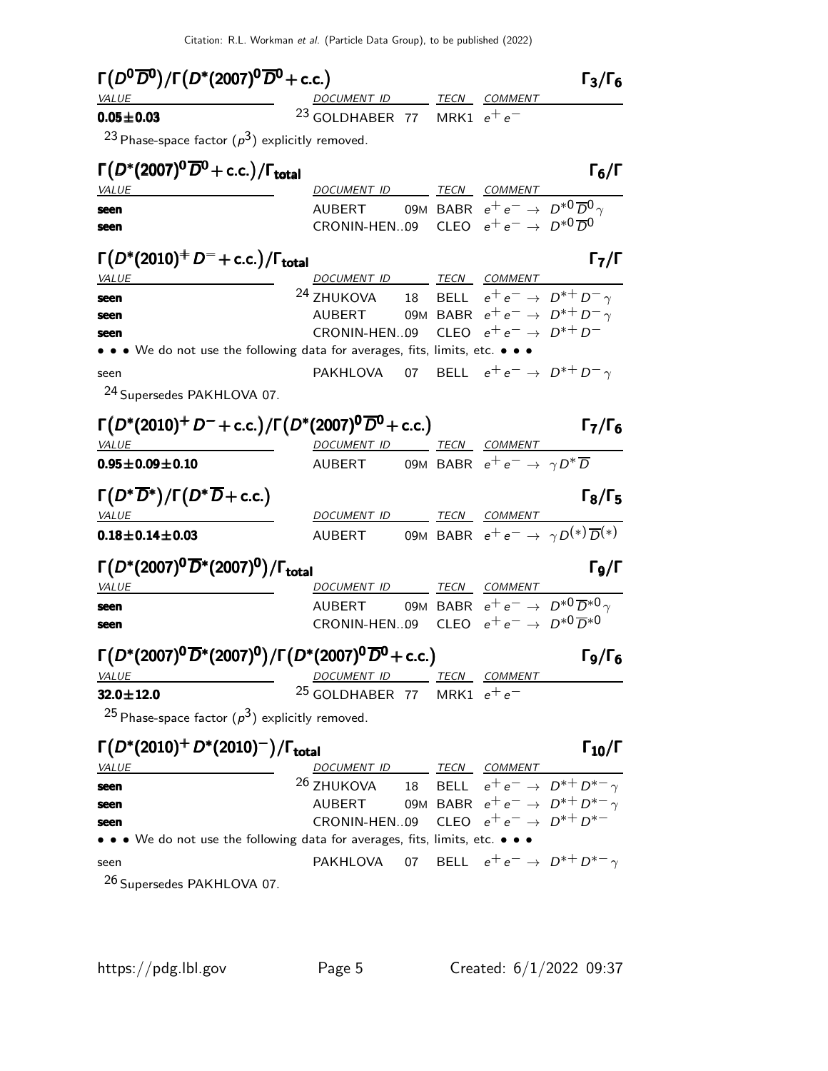### $\Gamma(D^0\overline{D}^0)/\Gamma(D^*(2007)^0\overline{D}^0 + \text{c.c.})$ — $\Gamma_3/\Gamma_6$

| VALUE | DOCUMENT ID | | TECN | COMMENT |
|---|---|---|---|---|
| **0.05±0.03** | [23] GOLDHABER | 77 | MRK1 | $e^+e^-$ |

[23] Phase-space factor ($p^3$) explicitly removed.

### $\Gamma(D^*(2007)^0\overline{D}^0 + \text{c.c.})/\Gamma_{\text{total}}$ — $\Gamma_6/\Gamma$

| VALUE | DOCUMENT ID | | TECN | COMMENT |
|---|---|---|---|---|
| **seen** | AUBERT | 09M | BABR | $e^+e^- \to D^{*0}\overline{D}^0\gamma$ |
| **seen** | CRONIN-HEN..09 | | CLEO | $e^+e^- \to D^{*0}\overline{D}^0$ |

### $\Gamma(D^*(2010)^+D^- + \text{c.c.})/\Gamma_{\text{total}}$ — $\Gamma_7/\Gamma$

| VALUE | DOCUMENT ID | | TECN | COMMENT |
|---|---|---|---|---|
| **seen** | [24] ZHUKOVA | 18 | BELL | $e^+e^- \to D^{*+}D^-\gamma$ |
| **seen** | AUBERT | 09M | BABR | $e^+e^- \to D^{*+}D^-\gamma$ |
| **seen** | CRONIN-HEN..09 | | CLEO | $e^+e^- \to D^{*+}D^-$ |
| • • • We do not use the following data for averages, fits, limits, etc. • • • | | | | |
| seen | PAKHLOVA | 07 | BELL | $e^+e^- \to D^{*+}D^-\gamma$ |

[24] Supersedes PAKHLOVA 07.

### $\Gamma(D^*(2010)^+D^- + \text{c.c.})/\Gamma(D^*(2007)^0\overline{D}^0 + \text{c.c.})$ — $\Gamma_7/\Gamma_6$

| VALUE | DOCUMENT ID | | TECN | COMMENT |
|---|---|---|---|---|
| **0.95±0.09±0.10** | AUBERT | 09M | BABR | $e^+e^- \to \gamma D^*\overline{D}$ |

### $\Gamma(D^*\overline{D}^*)/\Gamma(D^*\overline{D} + \text{c.c.})$ — $\Gamma_8/\Gamma_5$

| VALUE | DOCUMENT ID | | TECN | COMMENT |
|---|---|---|---|---|
| **0.18±0.14±0.03** | AUBERT | 09M | BABR | $e^+e^- \to \gamma D^{(*)}\overline{D}^{(*)}$ |

### $\Gamma(D^*(2007)^0\overline{D}^*(2007)^0)/\Gamma_{\text{total}}$ — $\Gamma_9/\Gamma$

| VALUE | DOCUMENT ID | | TECN | COMMENT |
|---|---|---|---|---|
| **seen** | AUBERT | 09M | BABR | $e^+e^- \to D^{*0}\overline{D}^{*0}\gamma$ |
| **seen** | CRONIN-HEN..09 | | CLEO | $e^+e^- \to D^{*0}\overline{D}^{*0}$ |

### $\Gamma(D^*(2007)^0\overline{D}^*(2007)^0)/\Gamma(D^*(2007)^0\overline{D}^0 + \text{c.c.})$ — $\Gamma_9/\Gamma_6$

| VALUE | DOCUMENT ID | | TECN | COMMENT |
|---|---|---|---|---|
| **32.0±12.0** | [25] GOLDHABER | 77 | MRK1 | $e^+e^-$ |

[25] Phase-space factor ($p^3$) explicitly removed.

### $\Gamma(D^*(2010)^+D^*(2010)^-)/\Gamma_{\text{total}}$ — $\Gamma_{10}/\Gamma$

| VALUE | DOCUMENT ID | | TECN | COMMENT |
|---|---|---|---|---|
| **seen** | [26] ZHUKOVA | 18 | BELL | $e^+e^- \to D^{*+}D^{*-}\gamma$ |
| **seen** | AUBERT | 09M | BABR | $e^+e^- \to D^{*+}D^{*-}\gamma$ |
| **seen** | CRONIN-HEN..09 | | CLEO | $e^+e^- \to D^{*+}D^{*-}$ |
| • • • We do not use the following data for averages, fits, limits, etc. • • • | | | | |
| seen | PAKHLOVA | 07 | BELL | $e^+e^- \to D^{*+}D^{*-}\gamma$ |

[26] Supersedes PAKHLOVA 07.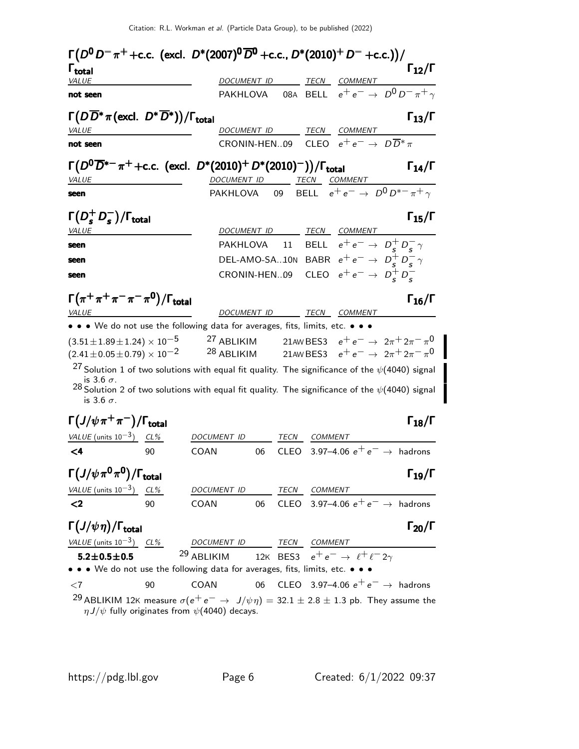## $\Gamma\big(D^0 D^- \pi^+ + \text{c.c. (excl. } D^*(2007)^0 \overline{D}^0 + \text{c.c.}, D^*(2010)^+ D^- + \text{c.c.)}\big)/\Gamma_{\text{total}}$ — $\Gamma_{12}/\Gamma$

| VALUE | DOCUMENT ID | | TECN | COMMENT |
|---|---|---|---|---|
| **not seen** | PAKHLOVA | 08A | BELL | $e^+e^- \to D^0 D^- \pi^+ \gamma$ |

## $\Gamma\big(D\overline{D}^* \pi \text{ (excl. } D^* \overline{D}^*)\big)/\Gamma_{\text{total}}$ — $\Gamma_{13}/\Gamma$

| VALUE | DOCUMENT ID | TECN | COMMENT |
|---|---|---|---|
| **not seen** | CRONIN-HEN..09 | CLEO | $e^+e^- \to D\overline{D}^* \pi$ |

## $\Gamma\big(D^0 \overline{D}^{*-} \pi^+ + \text{c.c. (excl. } D^*(2010)^+ D^*(2010)^-)\big)/\Gamma_{\text{total}}$ — $\Gamma_{14}/\Gamma$

| VALUE | DOCUMENT ID | | TECN | COMMENT |
|---|---|---|---|---|
| **seen** | PAKHLOVA | 09 | BELL | $e^+e^- \to D^0 D^{*-} \pi^+ \gamma$ |

## $\Gamma\big(D_s^+ D_s^-\big)/\Gamma_{\text{total}}$ — $\Gamma_{15}/\Gamma$

| VALUE | DOCUMENT ID | | TECN | COMMENT |
|---|---|---|---|---|
| **seen** | PAKHLOVA | 11 | BELL | $e^+e^- \to D_s^+ D_s^- \gamma$ |
| **seen** | DEL-AMO-SA..10N | | BABR | $e^+e^- \to D_s^+ D_s^- \gamma$ |
| **seen** | CRONIN-HEN..09 | | CLEO | $e^+e^- \to D_s^+ D_s^-$ |

## $\Gamma\big(\pi^+\pi^+\pi^-\pi^-\pi^0\big)/\Gamma_{\text{total}}$ — $\Gamma_{16}/\Gamma$

| VALUE | DOCUMENT ID | | TECN | COMMENT |
|---|---|---|---|---|
| • • • We do not use the following data for averages, fits, limits, etc. • • • | | | | |
| $(3.51 \pm 1.89 \pm 1.24) \times 10^{-5}$ | ABLIKIM [27] | 21AW | BES3 | $e^+e^- \to 2\pi^+ 2\pi^- \pi^0$ |
| $(2.41 \pm 0.05 \pm 0.79) \times 10^{-2}$ | ABLIKIM [28] | 21AW | BES3 | $e^+e^- \to 2\pi^+ 2\pi^- \pi^0$ |

[27] Solution 1 of two solutions with equal fit quality. The significance of the $\psi(4040)$ signal is 3.6 $\sigma$.

[28] Solution 2 of two solutions with equal fit quality. The significance of the $\psi(4040)$ signal is 3.6 $\sigma$.

## $\Gamma\big(J/\psi \pi^+\pi^-\big)/\Gamma_{\text{total}}$ — $\Gamma_{18}/\Gamma$

| VALUE (units $10^{-3}$) | CL% | DOCUMENT ID | | TECN | COMMENT |
|---|---|---|---|---|---|
| **<4** | 90 | COAN | 06 | CLEO | 3.97–4.06 $e^+e^- \to$ hadrons |

## $\Gamma\big(J/\psi \pi^0\pi^0\big)/\Gamma_{\text{total}}$ — $\Gamma_{19}/\Gamma$

| VALUE (units $10^{-3}$) | CL% | DOCUMENT ID | | TECN | COMMENT |
|---|---|---|---|---|---|
| **<2** | 90 | COAN | 06 | CLEO | 3.97–4.06 $e^+e^- \to$ hadrons |

## $\Gamma\big(J/\psi \eta\big)/\Gamma_{\text{total}}$ — $\Gamma_{20}/\Gamma$

| VALUE (units $10^{-3}$) | CL% | DOCUMENT ID | | TECN | COMMENT |
|---|---|---|---|---|---|
| **5.2±0.5±0.5** | | ABLIKIM [29] | 12K | BES3 | $e^+e^- \to \ell^+\ell^- 2\gamma$ |
| • • • We do not use the following data for averages, fits, limits, etc. • • • | | | | | |
| <7 | 90 | COAN | 06 | CLEO | 3.97–4.06 $e^+e^- \to$ hadrons |

[29] ABLIKIM 12K measure $\sigma(e^+e^- \to J/\psi \eta) = 32.1 \pm 2.8 \pm 1.3$ pb. They assume the $\eta J/\psi$ fully originates from $\psi(4040)$ decays.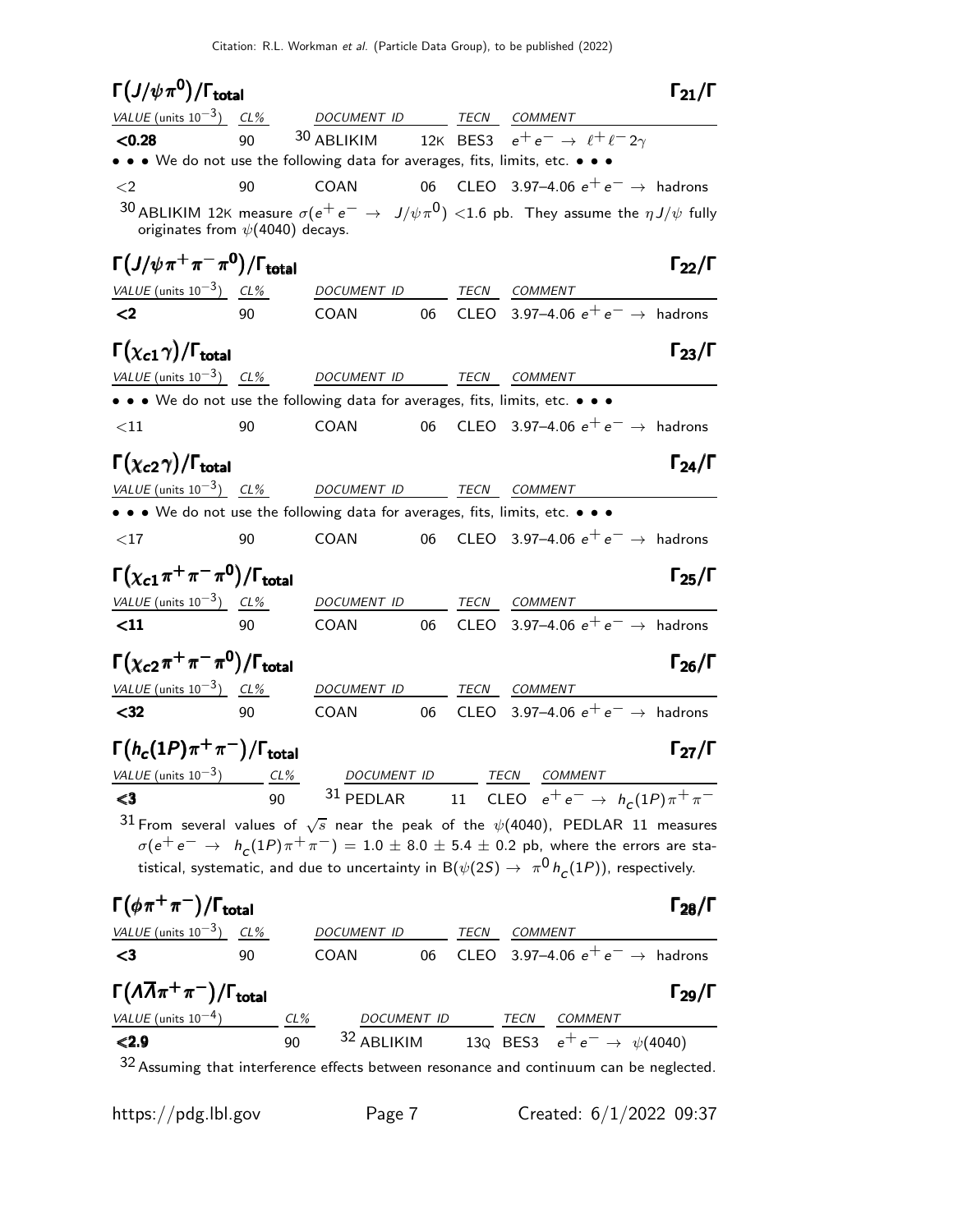### $\Gamma(J/\psi\pi^0)/\Gamma_{\text{total}}$ — $\Gamma_{21}/\Gamma$

| VALUE (units $10^{-3}$) | CL% | DOCUMENT ID | | TECN | COMMENT |
|---|---|---|---|---|---|
| **<0.28** | 90 | [30] ABLIKIM | 12K | BES3 | $e^+e^- \rightarrow \ell^+\ell^- 2\gamma$ |
| • • • We do not use the following data for averages, fits, limits, etc. • • • | | | | | |
| <2 | 90 | COAN | 06 | CLEO | 3.97–4.06 $e^+e^- \rightarrow$ hadrons |

[30] ABLIKIM 12K measure $\sigma(e^+e^- \rightarrow J/\psi\pi^0) <$1.6 pb. They assume the $\eta J/\psi$ fully originates from $\psi(4040)$ decays.

### $\Gamma(J/\psi\pi^+\pi^-\pi^0)/\Gamma_{\text{total}}$ — $\Gamma_{22}/\Gamma$

| VALUE (units $10^{-3}$) | CL% | DOCUMENT ID | | TECN | COMMENT |
|---|---|---|---|---|---|
| **<2** | 90 | COAN | 06 | CLEO | 3.97–4.06 $e^+e^- \rightarrow$ hadrons |

### $\Gamma(\chi_{c1}\gamma)/\Gamma_{\text{total}}$ — $\Gamma_{23}/\Gamma$

| VALUE (units $10^{-3}$) | CL% | DOCUMENT ID | | TECN | COMMENT |
|---|---|---|---|---|---|
| • • • We do not use the following data for averages, fits, limits, etc. • • • | | | | | |
| <11 | 90 | COAN | 06 | CLEO | 3.97–4.06 $e^+e^- \rightarrow$ hadrons |

### $\Gamma(\chi_{c2}\gamma)/\Gamma_{\text{total}}$ — $\Gamma_{24}/\Gamma$

| VALUE (units $10^{-3}$) | CL% | DOCUMENT ID | | TECN | COMMENT |
|---|---|---|---|---|---|
| • • • We do not use the following data for averages, fits, limits, etc. • • • | | | | | |
| <17 | 90 | COAN | 06 | CLEO | 3.97–4.06 $e^+e^- \rightarrow$ hadrons |

### $\Gamma(\chi_{c1}\pi^+\pi^-\pi^0)/\Gamma_{\text{total}}$ — $\Gamma_{25}/\Gamma$

| VALUE (units $10^{-3}$) | CL% | DOCUMENT ID | | TECN | COMMENT |
|---|---|---|---|---|---|
| **<11** | 90 | COAN | 06 | CLEO | 3.97–4.06 $e^+e^- \rightarrow$ hadrons |

### $\Gamma(\chi_{c2}\pi^+\pi^-\pi^0)/\Gamma_{\text{total}}$ — $\Gamma_{26}/\Gamma$

| VALUE (units $10^{-3}$) | CL% | DOCUMENT ID | | TECN | COMMENT |
|---|---|---|---|---|---|
| **<32** | 90 | COAN | 06 | CLEO | 3.97–4.06 $e^+e^- \rightarrow$ hadrons |

### $\Gamma(h_c(1P)\pi^+\pi^-)/\Gamma_{\text{total}}$ — $\Gamma_{27}/\Gamma$

| VALUE (units $10^{-3}$) | CL% | DOCUMENT ID | | TECN | COMMENT |
|---|---|---|---|---|---|
| **<3** | 90 | [31] PEDLAR | 11 | CLEO | $e^+e^- \rightarrow h_c(1P)\pi^+\pi^-$ |

[31] From several values of $\sqrt{s}$ near the peak of the $\psi(4040)$, PEDLAR 11 measures $\sigma(e^+e^- \rightarrow h_c(1P)\pi^+\pi^-) = 1.0 \pm 8.0 \pm 5.4 \pm 0.2$ pb, where the errors are statistical, systematic, and due to uncertainty in $B(\psi(2S) \rightarrow \pi^0 h_c(1P))$, respectively.

### $\Gamma(\phi\pi^+\pi^-)/\Gamma_{\text{total}}$ — $\Gamma_{28}/\Gamma$

| VALUE (units $10^{-3}$) | CL% | DOCUMENT ID | | TECN | COMMENT |
|---|---|---|---|---|---|
| **<3** | 90 | COAN | 06 | CLEO | 3.97–4.06 $e^+e^- \rightarrow$ hadrons |

### $\Gamma(\Lambda\overline{\Lambda}\pi^+\pi^-)/\Gamma_{\text{total}}$ — $\Gamma_{29}/\Gamma$

| VALUE (units $10^{-4}$) | CL% | DOCUMENT ID | | TECN | COMMENT |
|---|---|---|---|---|---|
| **<2.9** | 90 | [32] ABLIKIM | 13Q | BES3 | $e^+e^- \rightarrow \psi(4040)$ |

[32] Assuming that interference effects between resonance and continuum can be neglected.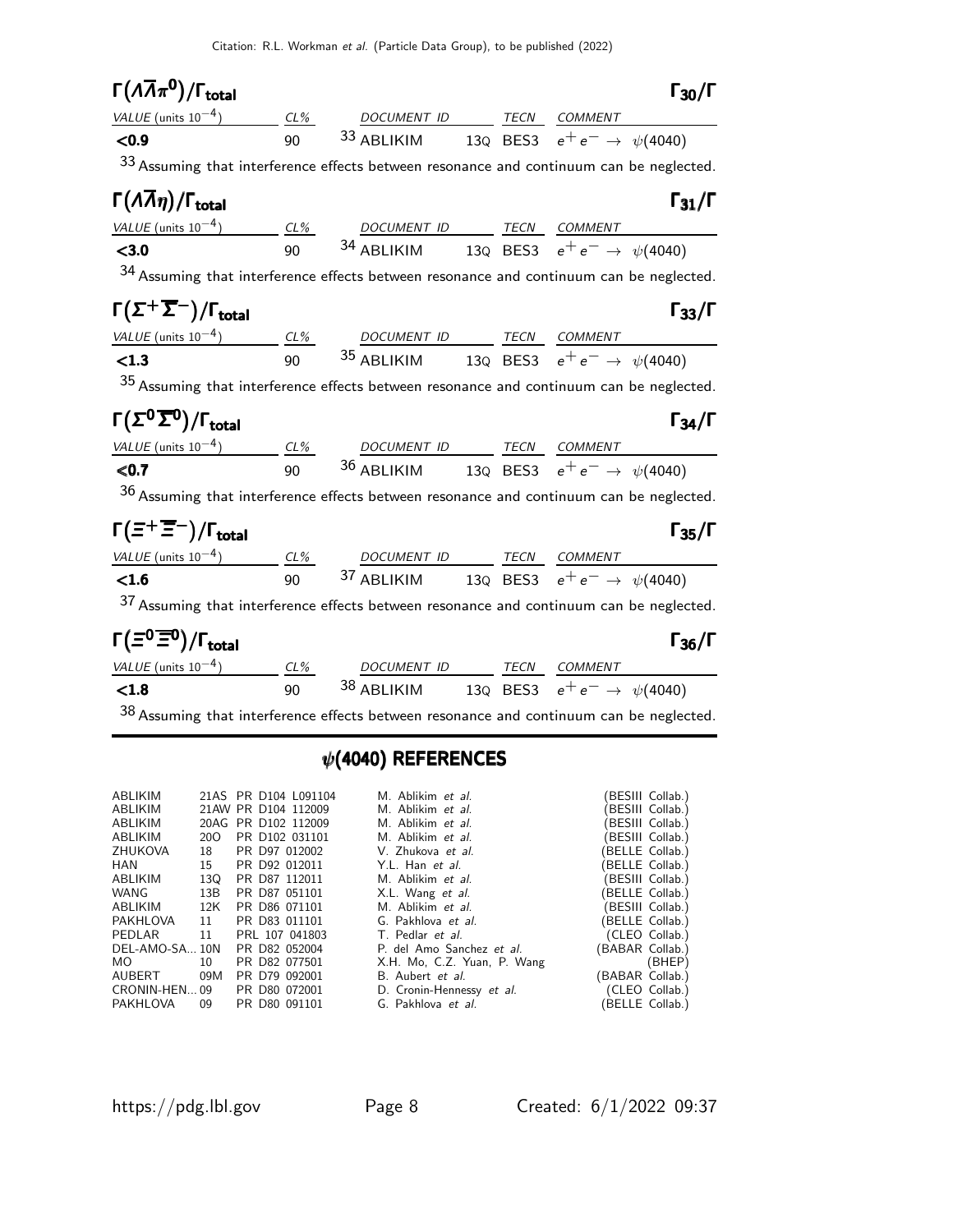### $\Gamma(\Lambda\overline{\Lambda}\pi^0)/\Gamma_{\text{total}}$ — $\Gamma_{30}/\Gamma$

| VALUE (units $10^{-4}$) | CL% | DOCUMENT ID | | TECN | COMMENT |
|---|---|---|---|---|---|
| **<0.9** | 90 | [33] ABLIKIM | 13Q | BES3 | $e^+e^- \rightarrow \psi(4040)$ |

[33] Assuming that interference effects between resonance and continuum can be neglected.

### $\Gamma(\Lambda\overline{\Lambda}\eta)/\Gamma_{\text{total}}$ — $\Gamma_{31}/\Gamma$

| VALUE (units $10^{-4}$) | CL% | DOCUMENT ID | | TECN | COMMENT |
|---|---|---|---|---|---|
| **<3.0** | 90 | [34] ABLIKIM | 13Q | BES3 | $e^+e^- \rightarrow \psi(4040)$ |

[34] Assuming that interference effects between resonance and continuum can be neglected.

### $\Gamma(\Sigma^+\overline{\Sigma}^-)/\Gamma_{\text{total}}$ — $\Gamma_{33}/\Gamma$

| VALUE (units $10^{-4}$) | CL% | DOCUMENT ID | | TECN | COMMENT |
|---|---|---|---|---|---|
| **<1.3** | 90 | [35] ABLIKIM | 13Q | BES3 | $e^+e^- \rightarrow \psi(4040)$ |

[35] Assuming that interference effects between resonance and continuum can be neglected.

### $\Gamma(\Sigma^0\overline{\Sigma}^0)/\Gamma_{\text{total}}$ — $\Gamma_{34}/\Gamma$

| VALUE (units $10^{-4}$) | CL% | DOCUMENT ID | | TECN | COMMENT |
|---|---|---|---|---|---|
| **<0.7** | 90 | [36] ABLIKIM | 13Q | BES3 | $e^+e^- \rightarrow \psi(4040)$ |

[36] Assuming that interference effects between resonance and continuum can be neglected.

### $\Gamma(\Xi^+\overline{\Xi}^-)/\Gamma_{\text{total}}$ — $\Gamma_{35}/\Gamma$

| VALUE (units $10^{-4}$) | CL% | DOCUMENT ID | | TECN | COMMENT |
|---|---|---|---|---|---|
| **<1.6** | 90 | [37] ABLIKIM | 13Q | BES3 | $e^+e^- \rightarrow \psi(4040)$ |

[37] Assuming that interference effects between resonance and continuum can be neglected.

### $\Gamma(\Xi^0\overline{\Xi}^0)/\Gamma_{\text{total}}$ — $\Gamma_{36}/\Gamma$

| VALUE (units $10^{-4}$) | CL% | DOCUMENT ID | | TECN | COMMENT |
|---|---|---|---|---|---|
| **<1.8** | 90 | [38] ABLIKIM | 13Q | BES3 | $e^+e^- \rightarrow \psi(4040)$ |

[38] Assuming that interference effects between resonance and continuum can be neglected.

## $\psi(4040)$ REFERENCES

| | | | | |
|---|---|---|---|---|
| ABLIKIM | 21AS | PR D104 L091104 | M. Ablikim *et al.* | (BESIII Collab.) |
| ABLIKIM | 21AW | PR D104 112009 | M. Ablikim *et al.* | (BESIII Collab.) |
| ABLIKIM | 20AG | PR D102 112009 | M. Ablikim *et al.* | (BESIII Collab.) |
| ABLIKIM | 20O | PR D102 031101 | M. Ablikim *et al.* | (BESIII Collab.) |
| ZHUKOVA | 18 | PR D97 012002 | V. Zhukova *et al.* | (BELLE Collab.) |
| HAN | 15 | PR D92 012011 | Y.L. Han *et al.* | (BELLE Collab.) |
| ABLIKIM | 13Q | PR D87 112011 | M. Ablikim *et al.* | (BESIII Collab.) |
| WANG | 13B | PR D87 051101 | X.L. Wang *et al.* | (BELLE Collab.) |
| ABLIKIM | 12K | PR D86 071101 | M. Ablikim *et al.* | (BESIII Collab.) |
| PAKHLOVA | 11 | PR D83 011101 | G. Pakhlova *et al.* | (BELLE Collab.) |
| PEDLAR | 11 | PRL 107 041803 | T. Pedlar *et al.* | (CLEO Collab.) |
| DEL-AMO-SA... | 10N | PR D82 052004 | P. del Amo Sanchez *et al.* | (BABAR Collab.) |
| MO | 10 | PR D82 077501 | X.H. Mo, C.Z. Yuan, P. Wang | (BHEP) |
| AUBERT | 09M | PR D79 092001 | B. Aubert *et al.* | (BABAR Collab.) |
| CRONIN-HEN... | 09 | PR D80 072001 | D. Cronin-Hennessy *et al.* | (CLEO Collab.) |
| PAKHLOVA | 09 | PR D80 091101 | G. Pakhlova *et al.* | (BELLE Collab.) |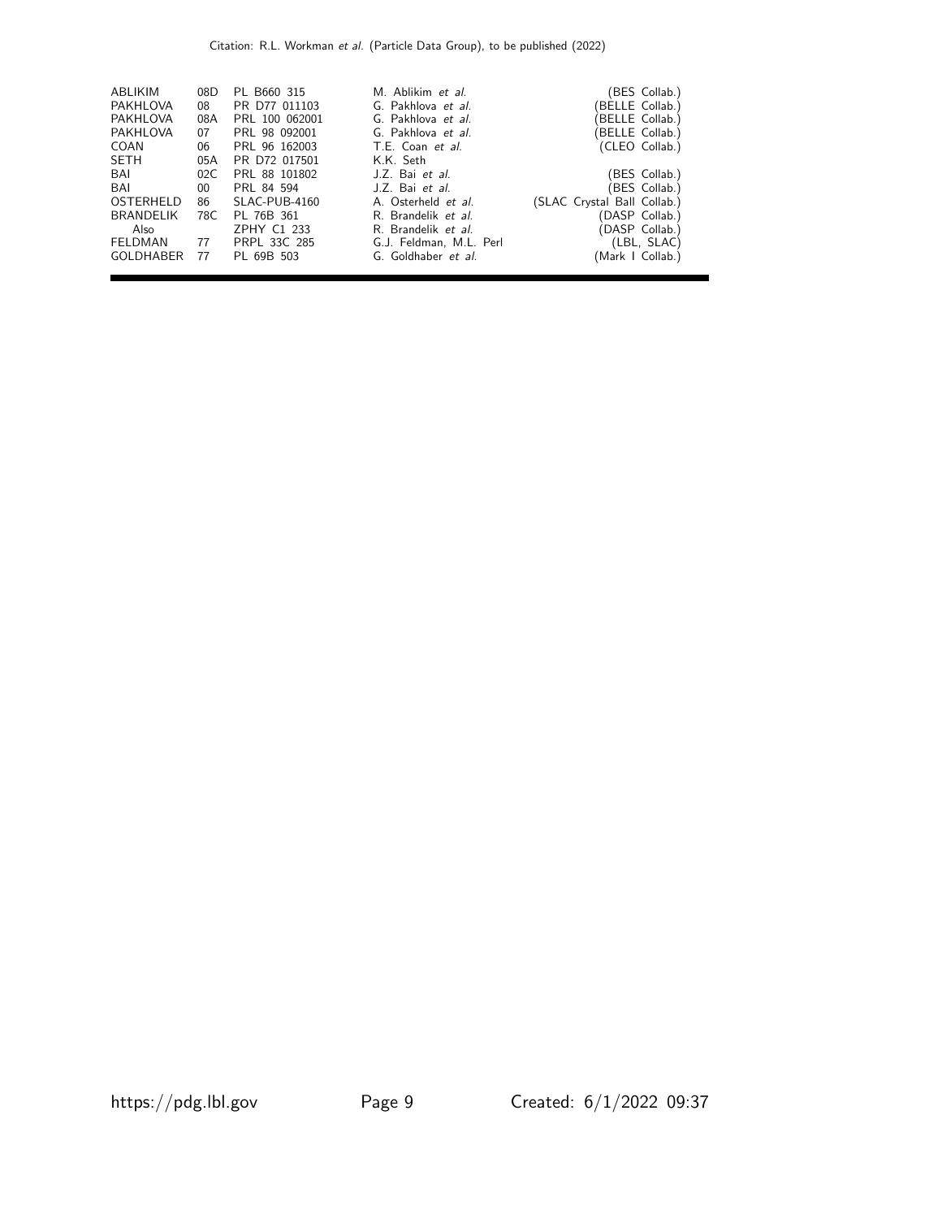| | | | | |
|---|---|---|---|---|
| ABLIKIM | 08D | PL B660 315 | M. Ablikim *et al.* | (BES Collab.) |
| PAKHLOVA | 08 | PR D77 011103 | G. Pakhlova *et al.* | (BELLE Collab.) |
| PAKHLOVA | 08A | PRL 100 062001 | G. Pakhlova *et al.* | (BELLE Collab.) |
| PAKHLOVA | 07 | PRL 98 092001 | G. Pakhlova *et al.* | (BELLE Collab.) |
| COAN | 06 | PRL 96 162003 | T.E. Coan *et al.* | (CLEO Collab.) |
| SETH | 05A | PR D72 017501 | K.K. Seth | |
| BAI | 02C | PRL 88 101802 | J.Z. Bai *et al.* | (BES Collab.) |
| BAI | 00 | PRL 84 594 | J.Z. Bai *et al.* | (BES Collab.) |
| OSTERHELD | 86 | SLAC-PUB-4160 | A. Osterheld *et al.* | (SLAC Crystal Ball Collab.) |
| BRANDELIK | 78C | PL 76B 361 | R. Brandelik *et al.* | (DASP Collab.) |
| Also | | ZPHY C1 233 | R. Brandelik *et al.* | (DASP Collab.) |
| FELDMAN | 77 | PRPL 33C 285 | G.J. Feldman, M.L. Perl | (LBL, SLAC) |
| GOLDHABER | 77 | PL 69B 503 | G. Goldhaber *et al.* | (Mark I Collab.) |